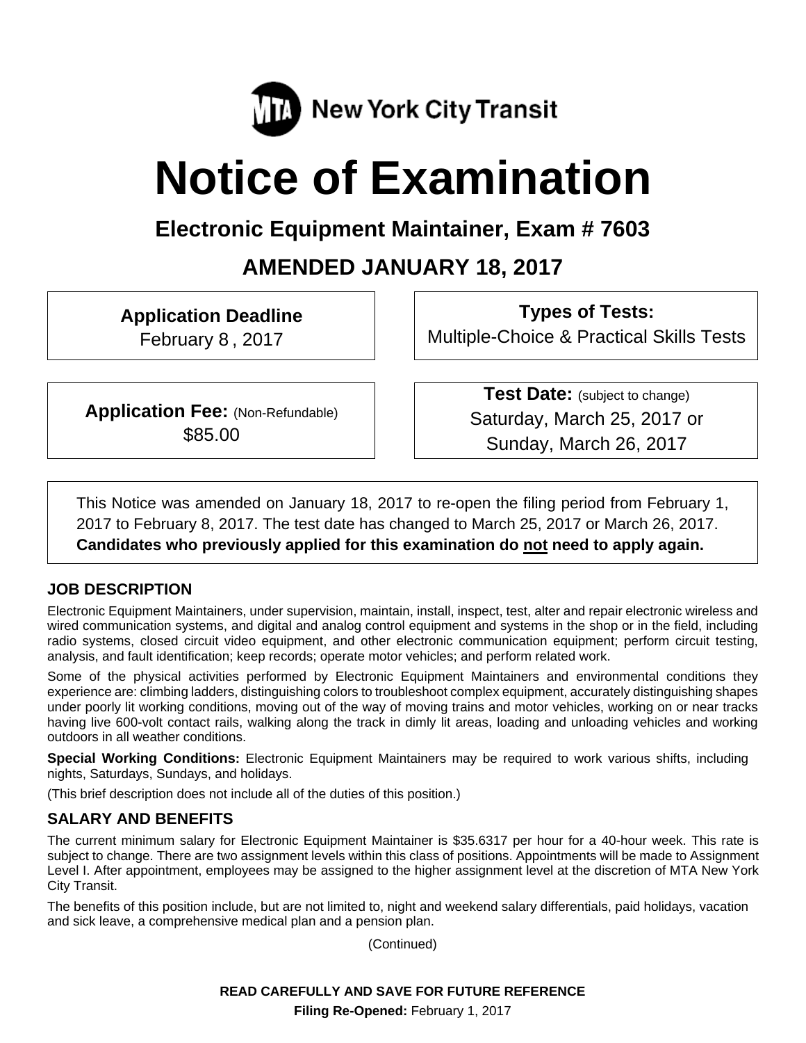MTA New York City Transit

# Notice of Examination

## Electronic Equipment Maintainer, Exam # 7603

## AMENDED JANUARY 18, 2017

**Application Deadline**
February 8 , 2017

**Types of Tests:**
Multiple-Choice & Practical Skills Tests

**Application Fee:** (Non-Refundable)
$85.00

**Test Date:** (subject to change)
Saturday, March 25, 2017 or
Sunday, March 26, 2017

This Notice was amended on January 18, 2017 to re-open the filing period from February 1, 2017 to February 8, 2017. The test date has changed to March 25, 2017 or March 26, 2017. **Candidates who previously applied for this examination do not need to apply again.**

### JOB DESCRIPTION

Electronic Equipment Maintainers, under supervision, maintain, install, inspect, test, alter and repair electronic wireless and wired communication systems, and digital and analog control equipment and systems in the shop or in the field, including radio systems, closed circuit video equipment, and other electronic communication equipment; perform circuit testing, analysis, and fault identification; keep records; operate motor vehicles; and perform related work.

Some of the physical activities performed by Electronic Equipment Maintainers and environmental conditions they experience are: climbing ladders, distinguishing colors to troubleshoot complex equipment, accurately distinguishing shapes under poorly lit working conditions, moving out of the way of moving trains and motor vehicles, working on or near tracks having live 600-volt contact rails, walking along the track in dimly lit areas, loading and unloading vehicles and working outdoors in all weather conditions.

**Special Working Conditions:** Electronic Equipment Maintainers may be required to work various shifts, including nights, Saturdays, Sundays, and holidays.

(This brief description does not include all of the duties of this position.)

### SALARY AND BENEFITS

The current minimum salary for Electronic Equipment Maintainer is $35.6317 per hour for a 40-hour week. This rate is subject to change. There are two assignment levels within this class of positions. Appointments will be made to Assignment Level I. After appointment, employees may be assigned to the higher assignment level at the discretion of MTA New York City Transit.

The benefits of this position include, but are not limited to, night and weekend salary differentials, paid holidays, vacation and sick leave, a comprehensive medical plan and a pension plan.

(Continued)

**READ CAREFULLY AND SAVE FOR FUTURE REFERENCE**

**Filing Re-Opened:** February 1, 2017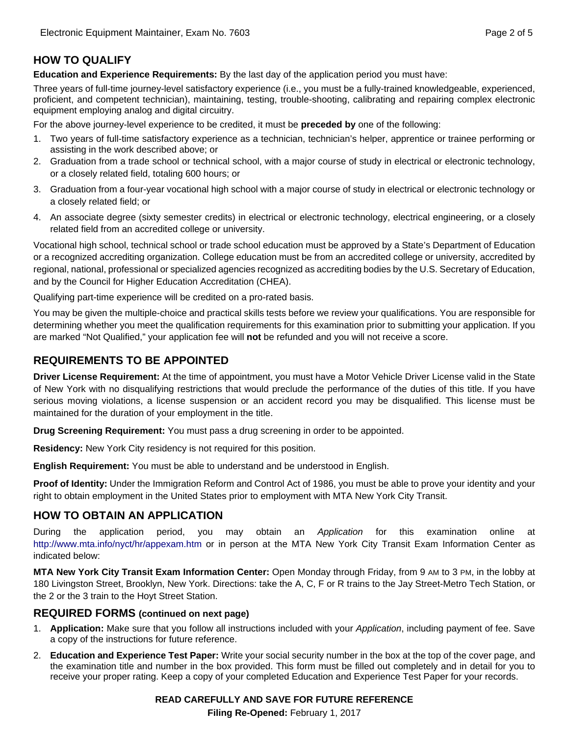## HOW TO QUALIFY

**Education and Experience Requirements:** By the last day of the application period you must have:

Three years of full-time journey-level satisfactory experience (i.e., you must be a fully-trained knowledgeable, experienced, proficient, and competent technician), maintaining, testing, trouble-shooting, calibrating and repairing complex electronic equipment employing analog and digital circuitry.

For the above journey-level experience to be credited, it must be **preceded by** one of the following:

1. Two years of full-time satisfactory experience as a technician, technician's helper, apprentice or trainee performing or assisting in the work described above; or
2. Graduation from a trade school or technical school, with a major course of study in electrical or electronic technology, or a closely related field, totaling 600 hours; or
3. Graduation from a four-year vocational high school with a major course of study in electrical or electronic technology or a closely related field; or
4. An associate degree (sixty semester credits) in electrical or electronic technology, electrical engineering, or a closely related field from an accredited college or university.

Vocational high school, technical school or trade school education must be approved by a State's Department of Education or a recognized accrediting organization. College education must be from an accredited college or university, accredited by regional, national, professional or specialized agencies recognized as accrediting bodies by the U.S. Secretary of Education, and by the Council for Higher Education Accreditation (CHEA).

Qualifying part-time experience will be credited on a pro-rated basis.

You may be given the multiple-choice and practical skills tests before we review your qualifications. You are responsible for determining whether you meet the qualification requirements for this examination prior to submitting your application. If you are marked "Not Qualified," your application fee will **not** be refunded and you will not receive a score.

## REQUIREMENTS TO BE APPOINTED

**Driver License Requirement:** At the time of appointment, you must have a Motor Vehicle Driver License valid in the State of New York with no disqualifying restrictions that would preclude the performance of the duties of this title. If you have serious moving violations, a license suspension or an accident record you may be disqualified. This license must be maintained for the duration of your employment in the title.

**Drug Screening Requirement:** You must pass a drug screening in order to be appointed.

**Residency:** New York City residency is not required for this position.

**English Requirement:** You must be able to understand and be understood in English.

**Proof of Identity:** Under the Immigration Reform and Control Act of 1986, you must be able to prove your identity and your right to obtain employment in the United States prior to employment with MTA New York City Transit.

## HOW TO OBTAIN AN APPLICATION

During the application period, you may obtain an *Application* for this examination online at http://www.mta.info/nyct/hr/appexam.htm or in person at the MTA New York City Transit Exam Information Center as indicated below:

**MTA New York City Transit Exam Information Center:** Open Monday through Friday, from 9 AM to 3 PM, in the lobby at 180 Livingston Street, Brooklyn, New York. Directions: take the A, C, F or R trains to the Jay Street-Metro Tech Station, or the 2 or the 3 train to the Hoyt Street Station.

## REQUIRED FORMS (continued on next page)

1. **Application:** Make sure that you follow all instructions included with your *Application*, including payment of fee. Save a copy of the instructions for future reference.
2. **Education and Experience Test Paper:** Write your social security number in the box at the top of the cover page, and the examination title and number in the box provided. This form must be filled out completely and in detail for you to receive your proper rating. Keep a copy of your completed Education and Experience Test Paper for your records.

**READ CAREFULLY AND SAVE FOR FUTURE REFERENCE**

**Filing Re-Opened:** February 1, 2017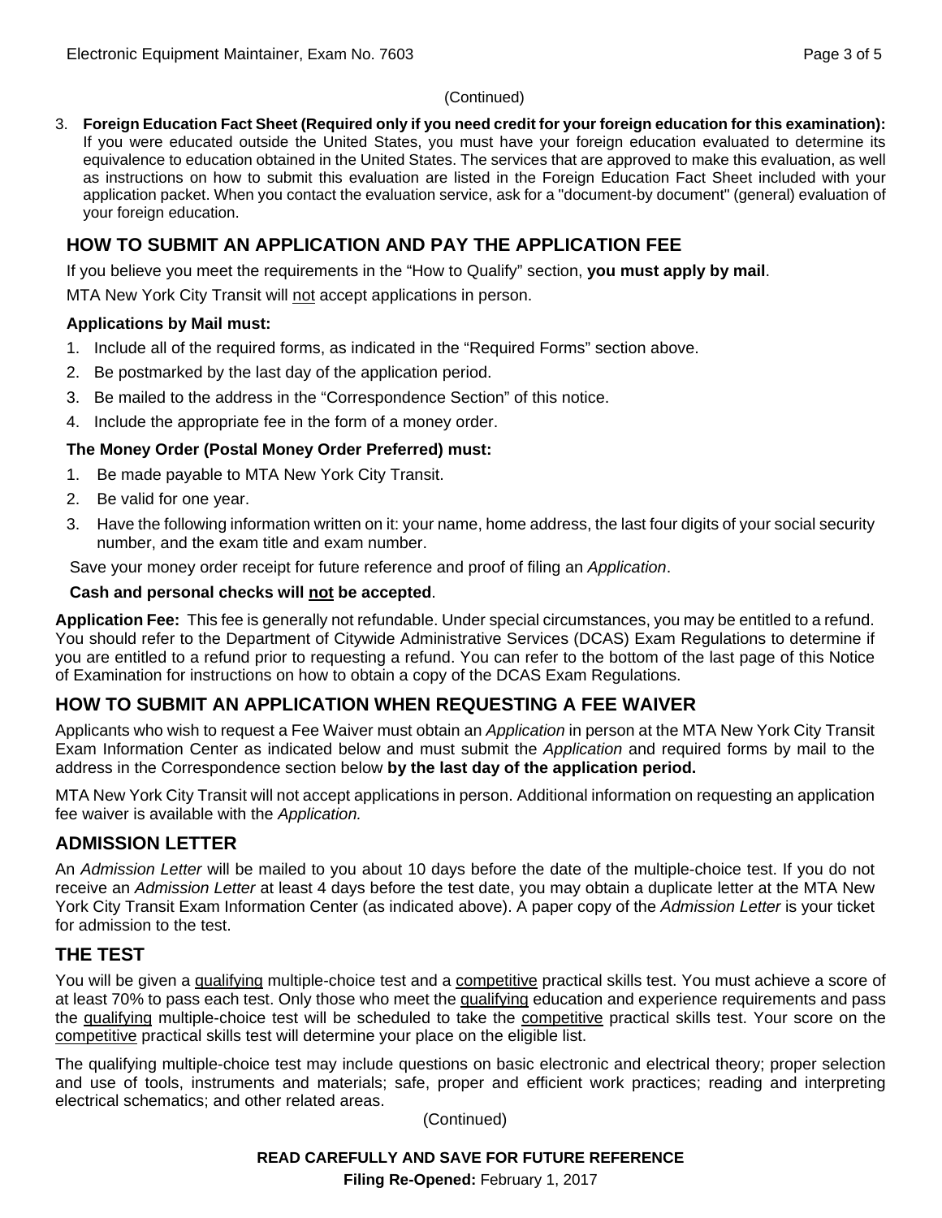(Continued)

3. **Foreign Education Fact Sheet (Required only if you need credit for your foreign education for this examination):** If you were educated outside the United States, you must have your foreign education evaluated to determine its equivalence to education obtained in the United States. The services that are approved to make this evaluation, as well as instructions on how to submit this evaluation are listed in the Foreign Education Fact Sheet included with your application packet. When you contact the evaluation service, ask for a "document-by document" (general) evaluation of your foreign education.

## HOW TO SUBMIT AN APPLICATION AND PAY THE APPLICATION FEE

If you believe you meet the requirements in the "How to Qualify" section, **you must apply by mail**.

MTA New York City Transit will not accept applications in person.

**Applications by Mail must:**

1. Include all of the required forms, as indicated in the "Required Forms" section above.
2. Be postmarked by the last day of the application period.
3. Be mailed to the address in the "Correspondence Section" of this notice.
4. Include the appropriate fee in the form of a money order.

**The Money Order (Postal Money Order Preferred) must:**

1. Be made payable to MTA New York City Transit.
2. Be valid for one year.
3. Have the following information written on it: your name, home address, the last four digits of your social security number, and the exam title and exam number.

Save your money order receipt for future reference and proof of filing an *Application*.

**Cash and personal checks will not be accepted**.

**Application Fee:** This fee is generally not refundable. Under special circumstances, you may be entitled to a refund. You should refer to the Department of Citywide Administrative Services (DCAS) Exam Regulations to determine if you are entitled to a refund prior to requesting a refund. You can refer to the bottom of the last page of this Notice of Examination for instructions on how to obtain a copy of the DCAS Exam Regulations.

## HOW TO SUBMIT AN APPLICATION WHEN REQUESTING A FEE WAIVER

Applicants who wish to request a Fee Waiver must obtain an *Application* in person at the MTA New York City Transit Exam Information Center as indicated below and must submit the *Application* and required forms by mail to the address in the Correspondence section below **by the last day of the application period.**

MTA New York City Transit will not accept applications in person. Additional information on requesting an application fee waiver is available with the *Application.*

## ADMISSION LETTER

An *Admission Letter* will be mailed to you about 10 days before the date of the multiple-choice test. If you do not receive an *Admission Letter* at least 4 days before the test date, you may obtain a duplicate letter at the MTA New York City Transit Exam Information Center (as indicated above). A paper copy of the *Admission Letter* is your ticket for admission to the test.

## THE TEST

You will be given a qualifying multiple-choice test and a competitive practical skills test. You must achieve a score of at least 70% to pass each test. Only those who meet the qualifying education and experience requirements and pass the qualifying multiple-choice test will be scheduled to take the competitive practical skills test. Your score on the competitive practical skills test will determine your place on the eligible list.

The qualifying multiple-choice test may include questions on basic electronic and electrical theory; proper selection and use of tools, instruments and materials; safe, proper and efficient work practices; reading and interpreting electrical schematics; and other related areas.

(Continued)

**READ CAREFULLY AND SAVE FOR FUTURE REFERENCE**

**Filing Re-Opened:** February 1, 2017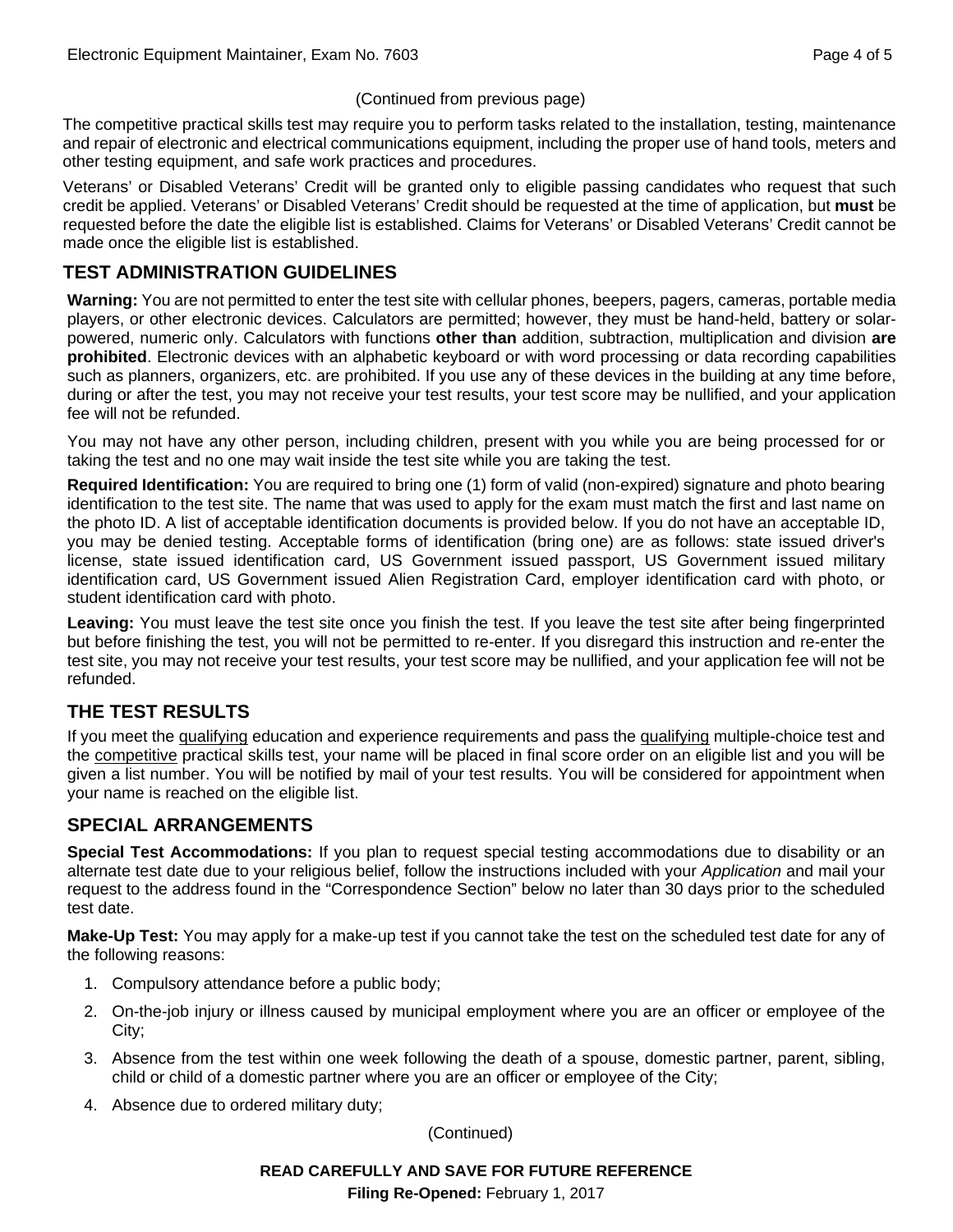(Continued from previous page)

The competitive practical skills test may require you to perform tasks related to the installation, testing, maintenance and repair of electronic and electrical communications equipment, including the proper use of hand tools, meters and other testing equipment, and safe work practices and procedures.

Veterans' or Disabled Veterans' Credit will be granted only to eligible passing candidates who request that such credit be applied. Veterans' or Disabled Veterans' Credit should be requested at the time of application, but **must** be requested before the date the eligible list is established. Claims for Veterans' or Disabled Veterans' Credit cannot be made once the eligible list is established.

## TEST ADMINISTRATION GUIDELINES

**Warning:** You are not permitted to enter the test site with cellular phones, beepers, pagers, cameras, portable media players, or other electronic devices. Calculators are permitted; however, they must be hand-held, battery or solar-powered, numeric only. Calculators with functions **other than** addition, subtraction, multiplication and division **are prohibited**. Electronic devices with an alphabetic keyboard or with word processing or data recording capabilities such as planners, organizers, etc. are prohibited. If you use any of these devices in the building at any time before, during or after the test, you may not receive your test results, your test score may be nullified, and your application fee will not be refunded.

You may not have any other person, including children, present with you while you are being processed for or taking the test and no one may wait inside the test site while you are taking the test.

**Required Identification:** You are required to bring one (1) form of valid (non-expired) signature and photo bearing identification to the test site. The name that was used to apply for the exam must match the first and last name on the photo ID. A list of acceptable identification documents is provided below. If you do not have an acceptable ID, you may be denied testing. Acceptable forms of identification (bring one) are as follows: state issued driver's license, state issued identification card, US Government issued passport, US Government issued military identification card, US Government issued Alien Registration Card, employer identification card with photo, or student identification card with photo.

**Leaving:** You must leave the test site once you finish the test. If you leave the test site after being fingerprinted but before finishing the test, you will not be permitted to re-enter. If you disregard this instruction and re-enter the test site, you may not receive your test results, your test score may be nullified, and your application fee will not be refunded.

## THE TEST RESULTS

If you meet the qualifying education and experience requirements and pass the qualifying multiple-choice test and the competitive practical skills test, your name will be placed in final score order on an eligible list and you will be given a list number. You will be notified by mail of your test results. You will be considered for appointment when your name is reached on the eligible list.

## SPECIAL ARRANGEMENTS

**Special Test Accommodations:** If you plan to request special testing accommodations due to disability or an alternate test date due to your religious belief, follow the instructions included with your *Application* and mail your request to the address found in the "Correspondence Section" below no later than 30 days prior to the scheduled test date.

**Make-Up Test:** You may apply for a make-up test if you cannot take the test on the scheduled test date for any of the following reasons:

1. Compulsory attendance before a public body;
2. On-the-job injury or illness caused by municipal employment where you are an officer or employee of the City;
3. Absence from the test within one week following the death of a spouse, domestic partner, parent, sibling, child or child of a domestic partner where you are an officer or employee of the City;
4. Absence due to ordered military duty;

(Continued)

**READ CAREFULLY AND SAVE FOR FUTURE REFERENCE**

**Filing Re-Opened:** February 1, 2017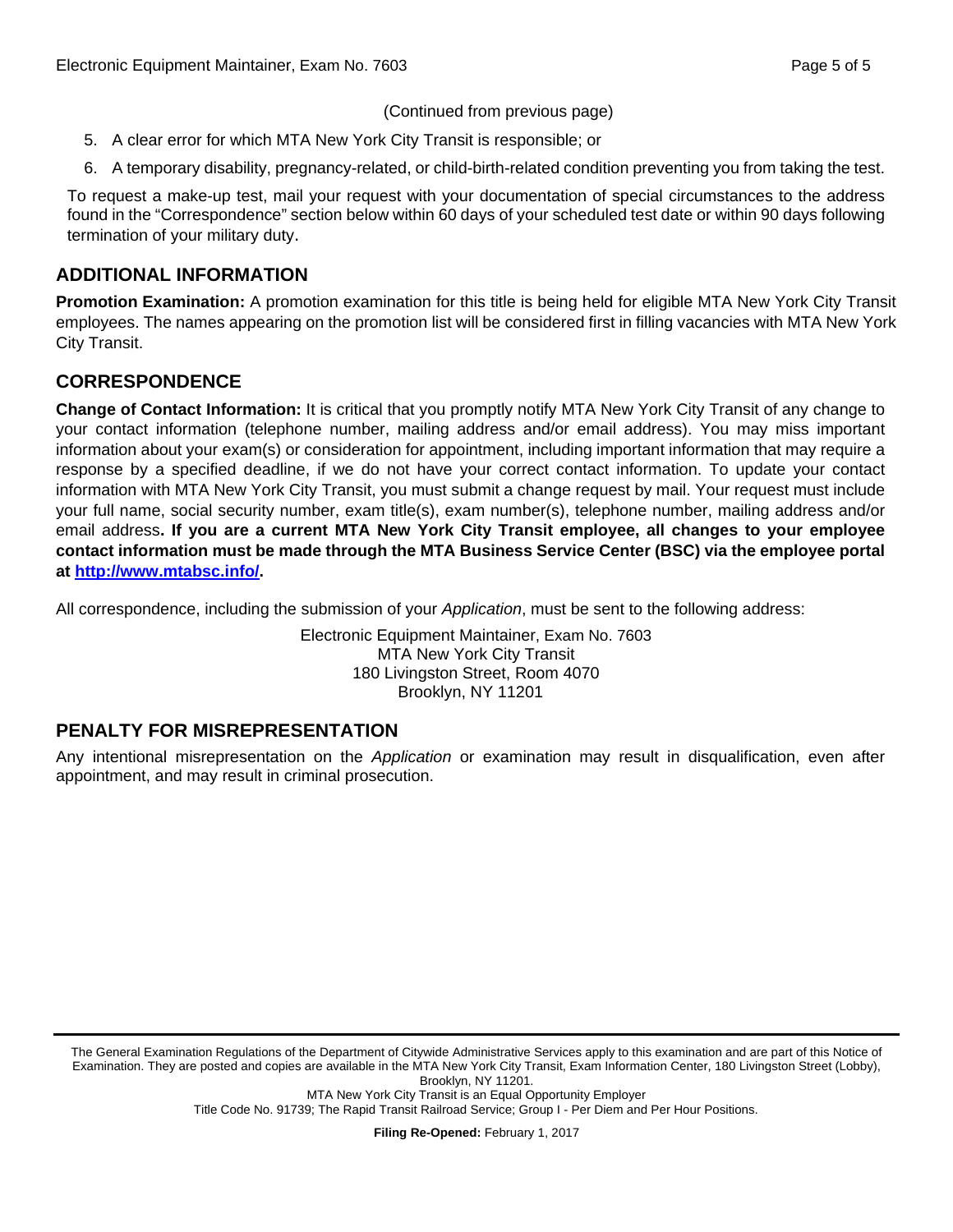(Continued from previous page)

5. A clear error for which MTA New York City Transit is responsible; or
6. A temporary disability, pregnancy-related, or child-birth-related condition preventing you from taking the test.

To request a make-up test, mail your request with your documentation of special circumstances to the address found in the "Correspondence" section below within 60 days of your scheduled test date or within 90 days following termination of your military duty.

## ADDITIONAL INFORMATION

**Promotion Examination:** A promotion examination for this title is being held for eligible MTA New York City Transit employees. The names appearing on the promotion list will be considered first in filling vacancies with MTA New York City Transit.

## CORRESPONDENCE

**Change of Contact Information:** It is critical that you promptly notify MTA New York City Transit of any change to your contact information (telephone number, mailing address and/or email address). You may miss important information about your exam(s) or consideration for appointment, including important information that may require a response by a specified deadline, if we do not have your correct contact information. To update your contact information with MTA New York City Transit, you must submit a change request by mail. Your request must include your full name, social security number, exam title(s), exam number(s), telephone number, mailing address and/or email address**. If you are a current MTA New York City Transit employee, all changes to your employee contact information must be made through the MTA Business Service Center (BSC) via the employee portal at http://www.mtabsc.info/.**

All correspondence, including the submission of your *Application*, must be sent to the following address:

Electronic Equipment Maintainer, Exam No. 7603
MTA New York City Transit
180 Livingston Street, Room 4070
Brooklyn, NY 11201

## PENALTY FOR MISREPRESENTATION

Any intentional misrepresentation on the *Application* or examination may result in disqualification, even after appointment, and may result in criminal prosecution.

---

The General Examination Regulations of the Department of Citywide Administrative Services apply to this examination and are part of this Notice of Examination. They are posted and copies are available in the MTA New York City Transit, Exam Information Center, 180 Livingston Street (Lobby), Brooklyn, NY 11201.
MTA New York City Transit is an Equal Opportunity Employer
Title Code No. 91739; The Rapid Transit Railroad Service; Group I - Per Diem and Per Hour Positions.

**Filing Re-Opened:** February 1, 2017